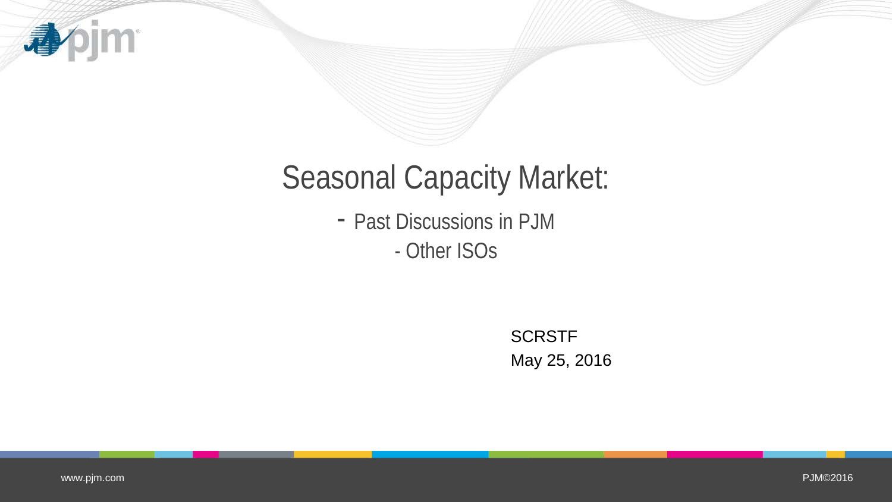# Seasonal Capacity Market:

- Past Discussions in PJM
- Other ISOs

SCRSTF

May 25, 2016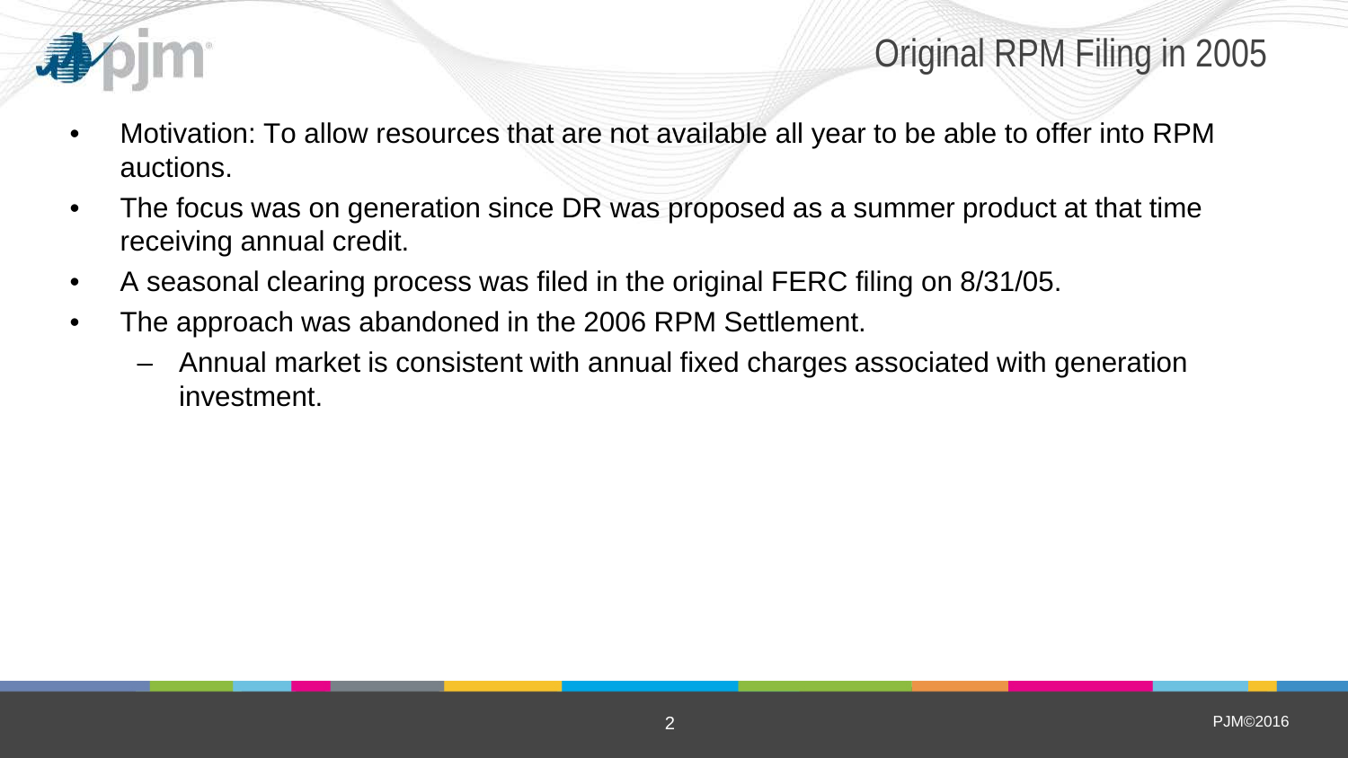# Original RPM Filing in 2005

- Motivation: To allow resources that are not available all year to be able to offer into RPM auctions.
- The focus was on generation since DR was proposed as a summer product at that time receiving annual credit.
- A seasonal clearing process was filed in the original FERC filing on 8/31/05.
- The approach was abandoned in the 2006 RPM Settlement.
  - Annual market is consistent with annual fixed charges associated with generation investment.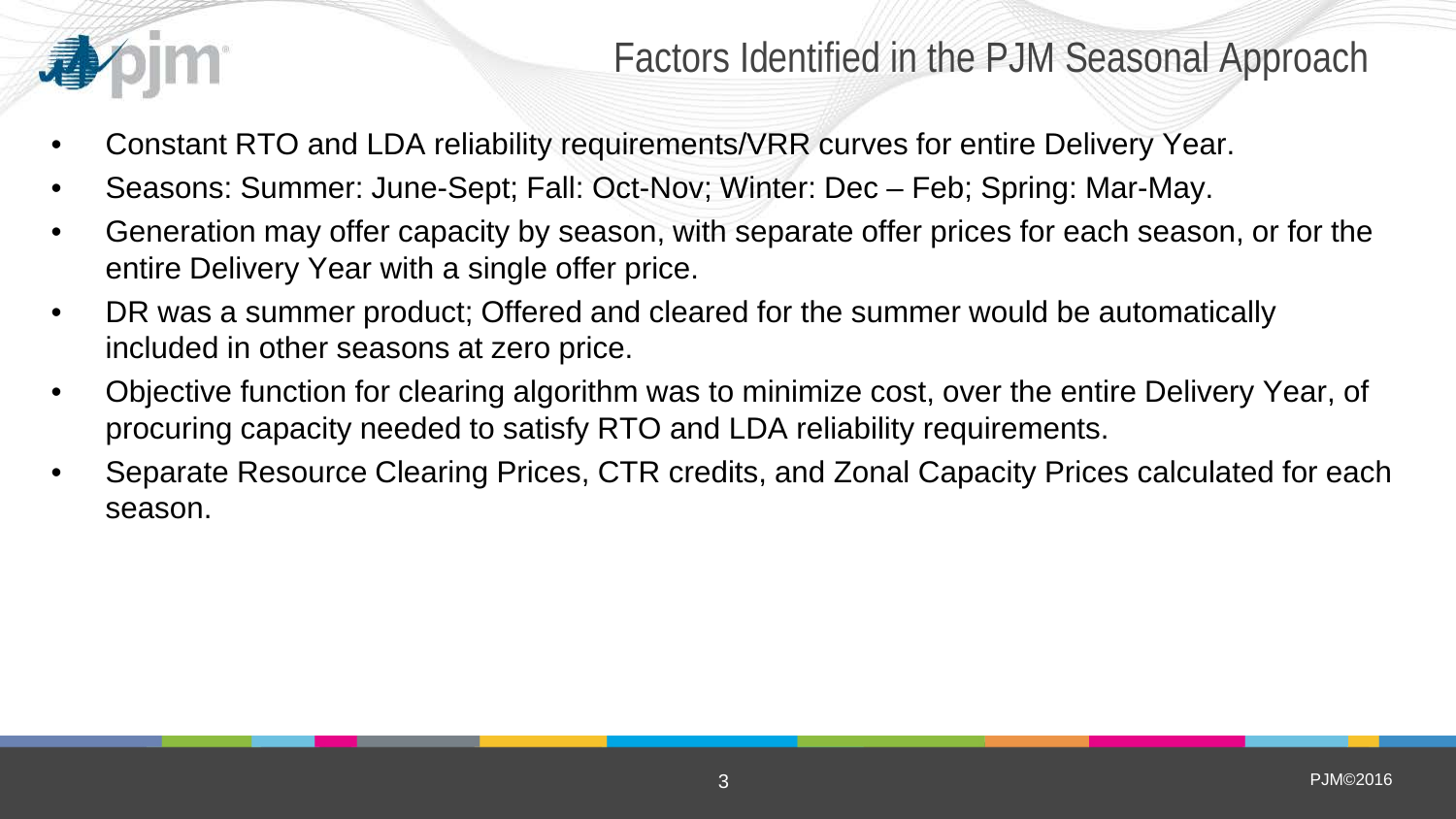# Factors Identified in the PJM Seasonal Approach

- Constant RTO and LDA reliability requirements/VRR curves for entire Delivery Year.
- Seasons: Summer: June-Sept; Fall: Oct-Nov; Winter: Dec – Feb; Spring: Mar-May.
- Generation may offer capacity by season, with separate offer prices for each season, or for the entire Delivery Year with a single offer price.
- DR was a summer product; Offered and cleared for the summer would be automatically included in other seasons at zero price.
- Objective function for clearing algorithm was to minimize cost, over the entire Delivery Year, of procuring capacity needed to satisfy RTO and LDA reliability requirements.
- Separate Resource Clearing Prices, CTR credits, and Zonal Capacity Prices calculated for each season.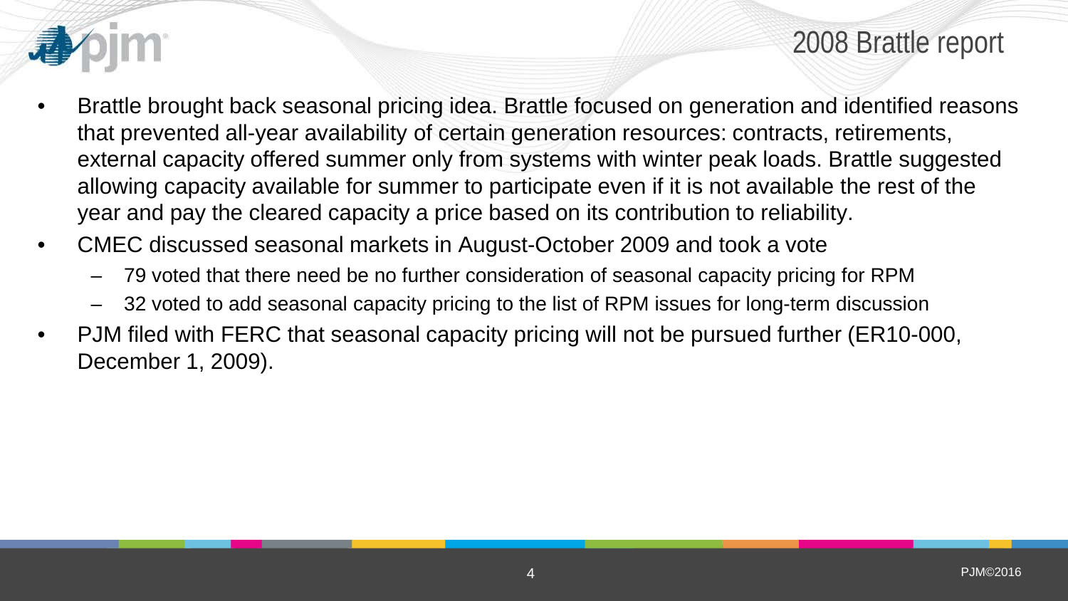# 2008 Brattle report

- Brattle brought back seasonal pricing idea. Brattle focused on generation and identified reasons that prevented all-year availability of certain generation resources: contracts, retirements, external capacity offered summer only from systems with winter peak loads. Brattle suggested allowing capacity available for summer to participate even if it is not available the rest of the year and pay the cleared capacity a price based on its contribution to reliability.
- CMEC discussed seasonal markets in August-October 2009 and took a vote
  - 79 voted that there need be no further consideration of seasonal capacity pricing for RPM
  - 32 voted to add seasonal capacity pricing to the list of RPM issues for long-term discussion
- PJM filed with FERC that seasonal capacity pricing will not be pursued further (ER10-000, December 1, 2009).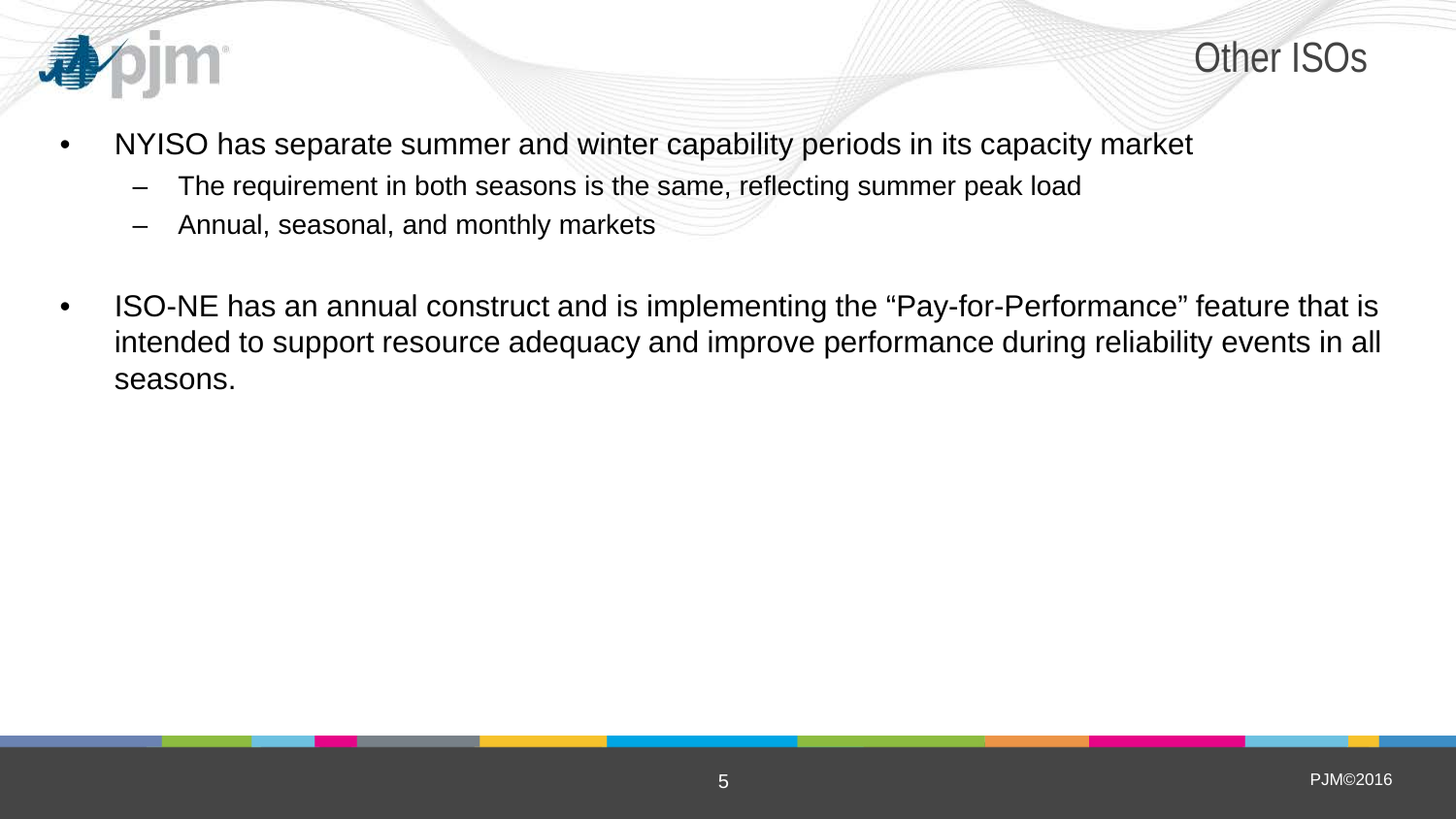# Other ISOs

- NYISO has separate summer and winter capability periods in its capacity market
  - The requirement in both seasons is the same, reflecting summer peak load
  - Annual, seasonal, and monthly markets
- ISO-NE has an annual construct and is implementing the "Pay-for-Performance" feature that is intended to support resource adequacy and improve performance during reliability events in all seasons.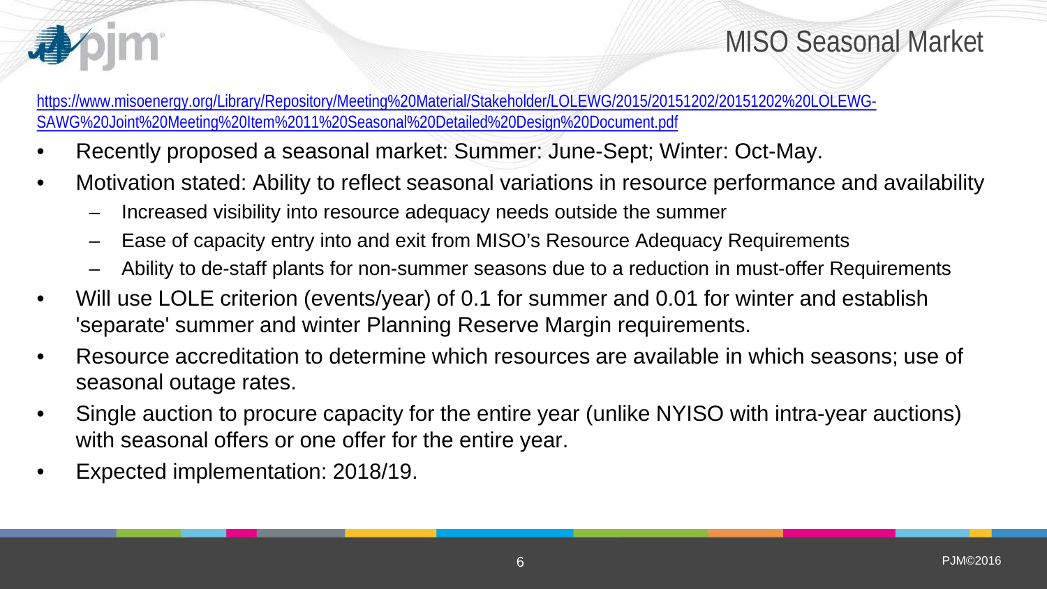# MISO Seasonal Market

https://www.misoenergy.org/Library/Repository/Meeting%20Material/Stakeholder/LOLEWG/2015/20151202/20151202%20LOLEWG-SAWG%20Joint%20Meeting%20Item%2011%20Seasonal%20Detailed%20Design%20Document.pdf

- Recently proposed a seasonal market: Summer: June-Sept; Winter: Oct-May.
- Motivation stated: Ability to reflect seasonal variations in resource performance and availability
  - Increased visibility into resource adequacy needs outside the summer
  - Ease of capacity entry into and exit from MISO's Resource Adequacy Requirements
  - Ability to de-staff plants for non-summer seasons due to a reduction in must-offer Requirements
- Will use LOLE criterion (events/year) of 0.1 for summer and 0.01 for winter and establish 'separate' summer and winter Planning Reserve Margin requirements.
- Resource accreditation to determine which resources are available in which seasons; use of seasonal outage rates.
- Single auction to procure capacity for the entire year (unlike NYISO with intra-year auctions) with seasonal offers or one offer for the entire year.
- Expected implementation: 2018/19.